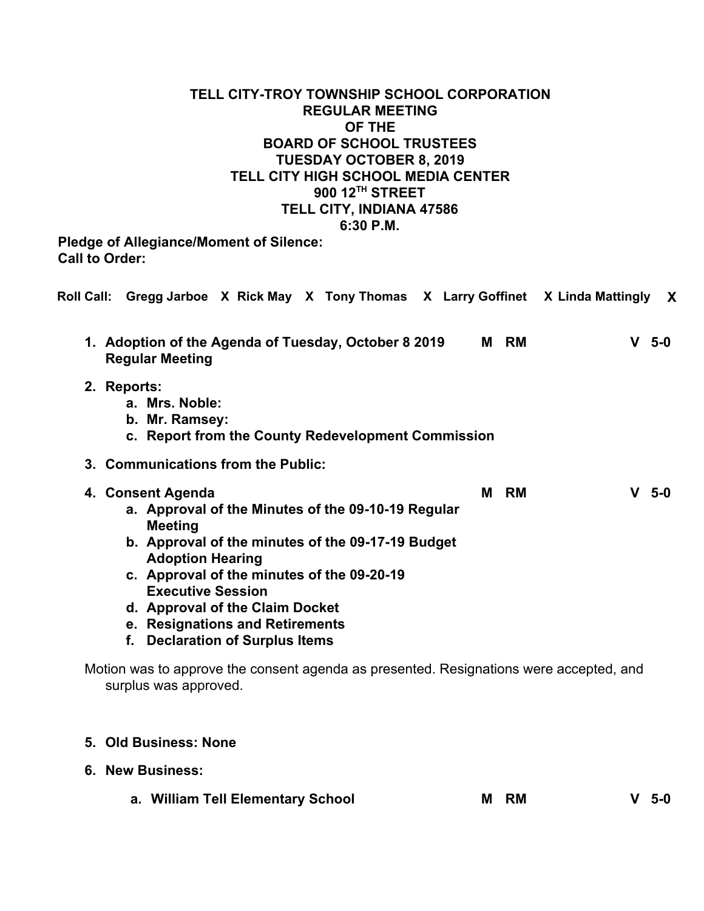# TELL CITY-TROY TOWNSHIP SCHOOL CORPORATION
## REGULAR MEETING
## OF THE
## BOARD OF SCHOOL TRUSTEES
## TUESDAY OCTOBER 8, 2019
## TELL CITY HIGH SCHOOL MEDIA CENTER
## 900 12TH STREET
## TELL CITY, INDIANA 47586
## 6:30 P.M.

**Pledge of Allegiance/Moment of Silence:**
**Call to Order:**

**Roll Call: Gregg Jarboe X Rick May X Tony Thomas X Larry Goffinet X Linda Mattingly X**

1. **Adoption of the Agenda of Tuesday, October 8 2019 Regular Meeting** — **M RM** — **V 5-0**

2. **Reports:**
   a. **Mrs. Noble:**
   b. **Mr. Ramsey:**
   c. **Report from the County Redevelopment Commission**

3. **Communications from the Public:**

4. **Consent Agenda** — **M RM** — **V 5-0**
   a. **Approval of the Minutes of the 09-10-19 Regular Meeting**
   b. **Approval of the minutes of the 09-17-19 Budget Adoption Hearing**
   c. **Approval of the minutes of the 09-20-19 Executive Session**
   d. **Approval of the Claim Docket**
   e. **Resignations and Retirements**
   f. **Declaration of Surplus Items**

Motion was to approve the consent agenda as presented. Resignations were accepted, and surplus was approved.

5. **Old Business: None**

6. **New Business:**
   a. **William Tell Elementary School** — **M RM** — **V 5-0**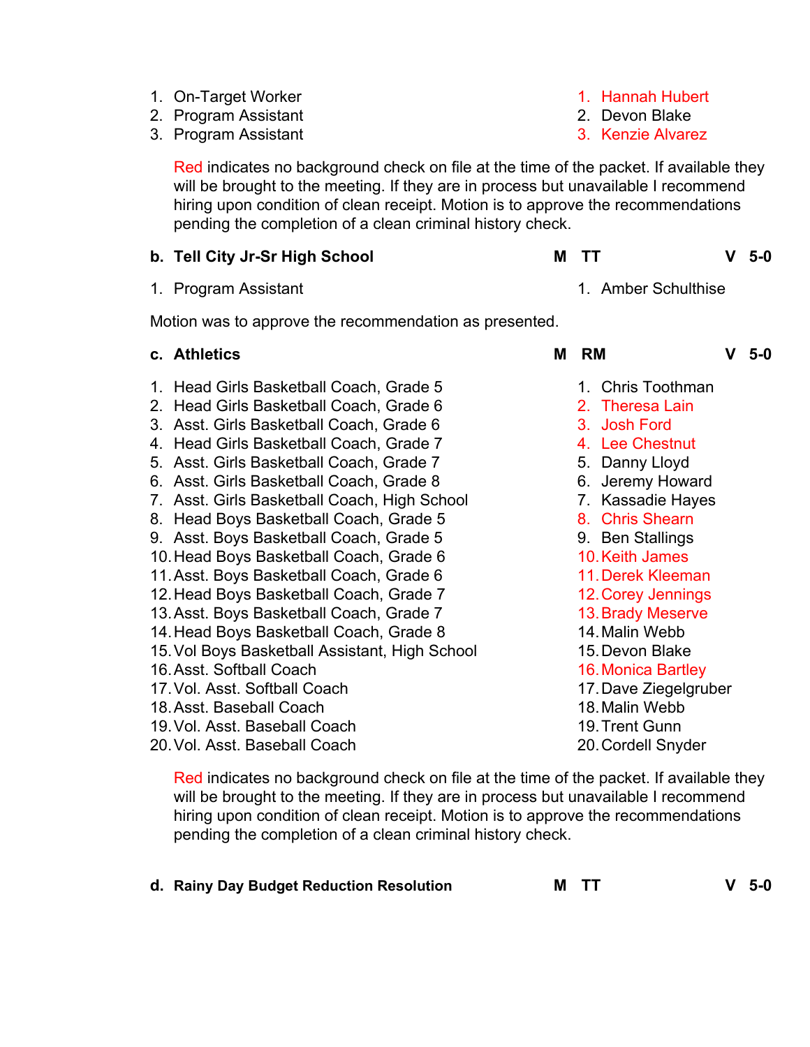| Position | Recommendation |
|---|---|
| 1. On-Target Worker | 1. Hannah Hubert |
| 2. Program Assistant | 2. Devon Blake |
| 3. Program Assistant | 3. Kenzie Alvarez |

Red indicates no background check on file at the time of the packet. If available they will be brought to the meeting. If they are in process but unavailable I recommend hiring upon condition of clean receipt. Motion is to approve the recommendations pending the completion of a clean criminal history check.

**b. Tell City Jr-Sr High School** **M TT** **V 5-0**

| Position | Recommendation |
|---|---|
| 1. Program Assistant | 1. Amber Schulthise |

Motion was to approve the recommendation as presented.

**c. Athletics** **M RM** **V 5-0**

| Position | Recommendation |
|---|---|
| 1. Head Girls Basketball Coach, Grade 5 | 1. Chris Toothman |
| 2. Head Girls Basketball Coach, Grade 6 | 2. Theresa Lain |
| 3. Asst. Girls Basketball Coach, Grade 6 | 3. Josh Ford |
| 4. Head Girls Basketball Coach, Grade 7 | 4. Lee Chestnut |
| 5. Asst. Girls Basketball Coach, Grade 7 | 5. Danny Lloyd |
| 6. Asst. Girls Basketball Coach, Grade 8 | 6. Jeremy Howard |
| 7. Asst. Girls Basketball Coach, High School | 7. Kassadie Hayes |
| 8. Head Boys Basketball Coach, Grade 5 | 8. Chris Shearn |
| 9. Asst. Boys Basketball Coach, Grade 5 | 9. Ben Stallings |
| 10. Head Boys Basketball Coach, Grade 6 | 10. Keith James |
| 11. Asst. Boys Basketball Coach, Grade 6 | 11. Derek Kleeman |
| 12. Head Boys Basketball Coach, Grade 7 | 12. Corey Jennings |
| 13. Asst. Boys Basketball Coach, Grade 7 | 13. Brady Meserve |
| 14. Head Boys Basketball Coach, Grade 8 | 14. Malin Webb |
| 15. Vol Boys Basketball Assistant, High School | 15. Devon Blake |
| 16. Asst. Softball Coach | 16. Monica Bartley |
| 17. Vol. Asst. Softball Coach | 17. Dave Ziegelgruber |
| 18. Asst. Baseball Coach | 18. Malin Webb |
| 19. Vol. Asst. Baseball Coach | 19. Trent Gunn |
| 20. Vol. Asst. Baseball Coach | 20. Cordell Snyder |

Red indicates no background check on file at the time of the packet. If available they will be brought to the meeting. If they are in process but unavailable I recommend hiring upon condition of clean receipt. Motion is to approve the recommendations pending the completion of a clean criminal history check.

**d. Rainy Day Budget Reduction Resolution** **M TT** **V 5-0**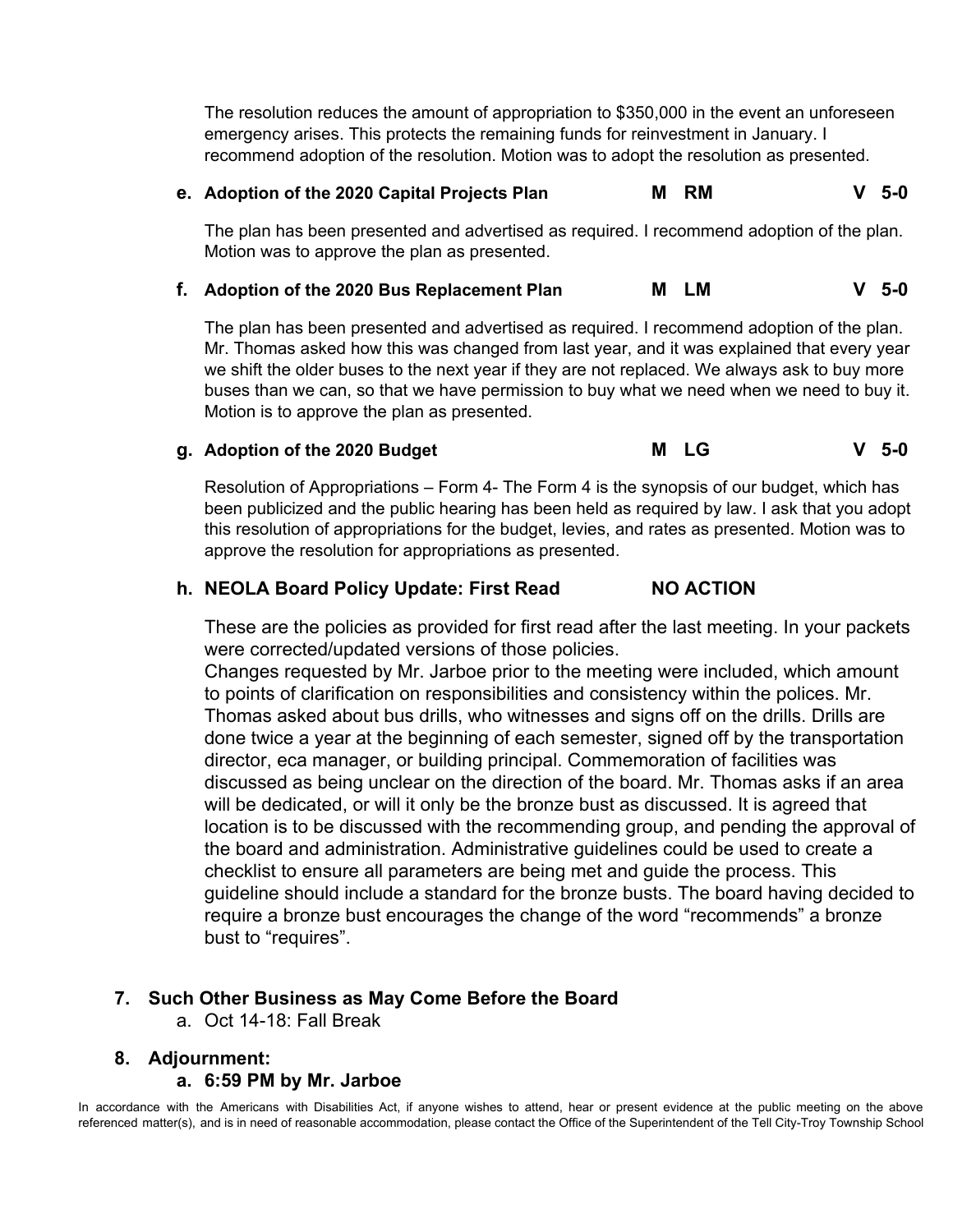The resolution reduces the amount of appropriation to $350,000 in the event an unforeseen emergency arises. This protects the remaining funds for reinvestment in January. I recommend adoption of the resolution. Motion was to adopt the resolution as presented.

**e. Adoption of the 2020 Capital Projects Plan M RM V 5-0**

The plan has been presented and advertised as required. I recommend adoption of the plan. Motion was to approve the plan as presented.

**f. Adoption of the 2020 Bus Replacement Plan M LM V 5-0**

The plan has been presented and advertised as required. I recommend adoption of the plan. Mr. Thomas asked how this was changed from last year, and it was explained that every year we shift the older buses to the next year if they are not replaced. We always ask to buy more buses than we can, so that we have permission to buy what we need when we need to buy it. Motion is to approve the plan as presented.

**g. Adoption of the 2020 Budget M LG V 5-0**

Resolution of Appropriations – Form 4- The Form 4 is the synopsis of our budget, which has been publicized and the public hearing has been held as required by law. I ask that you adopt this resolution of appropriations for the budget, levies, and rates as presented. Motion was to approve the resolution for appropriations as presented.

**h. NEOLA Board Policy Update: First Read NO ACTION**

These are the policies as provided for first read after the last meeting. In your packets were corrected/updated versions of those policies.
Changes requested by Mr. Jarboe prior to the meeting were included, which amount to points of clarification on responsibilities and consistency within the polices. Mr. Thomas asked about bus drills, who witnesses and signs off on the drills. Drills are done twice a year at the beginning of each semester, signed off by the transportation director, eca manager, or building principal. Commemoration of facilities was discussed as being unclear on the direction of the board. Mr. Thomas asks if an area will be dedicated, or will it only be the bronze bust as discussed. It is agreed that location is to be discussed with the recommending group, and pending the approval of the board and administration. Administrative guidelines could be used to create a checklist to ensure all parameters are being met and guide the process. This guideline should include a standard for the bronze busts. The board having decided to require a bronze bust encourages the change of the word "recommends" a bronze bust to "requires".

## 7. Such Other Business as May Come Before the Board

a. Oct 14-18: Fall Break

## 8. Adjournment:

**a. 6:59 PM by Mr. Jarboe**

In accordance with the Americans with Disabilities Act, if anyone wishes to attend, hear or present evidence at the public meeting on the above referenced matter(s), and is in need of reasonable accommodation, please contact the Office of the Superintendent of the Tell City-Troy Township School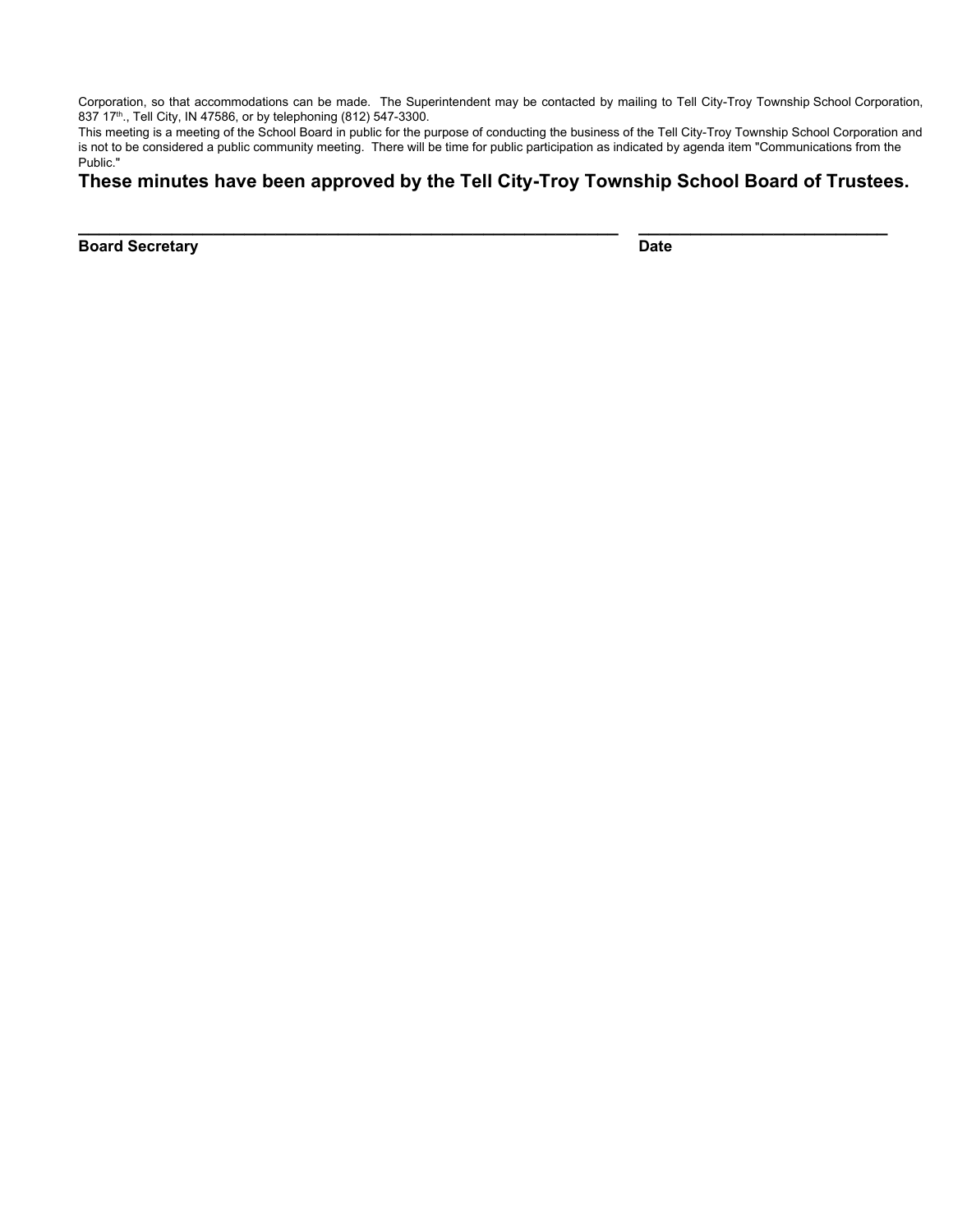Corporation, so that accommodations can be made. The Superintendent may be contacted by mailing to Tell City-Troy Township School Corporation, 837 17th., Tell City, IN 47586, or by telephoning (812) 547-3300.
This meeting is a meeting of the School Board in public for the purpose of conducting the business of the Tell City-Troy Township School Corporation and is not to be considered a public community meeting. There will be time for public participation as indicated by agenda item "Communications from the Public."

**These minutes have been approved by the Tell City-Troy Township School Board of Trustees.**

\_\_\_\_\_\_\_\_\_\_\_\_\_\_\_\_\_\_\_\_\_\_\_\_\_\_\_\_\_\_\_\_\_\_\_\_\_\_\_\_\_\_\_\_\_\_\_\_ \_\_\_\_\_\_\_\_\_\_\_\_\_\_\_\_\_\_\_\_\_\_\_\_\_\_\_\_

**Board Secretary** **Date**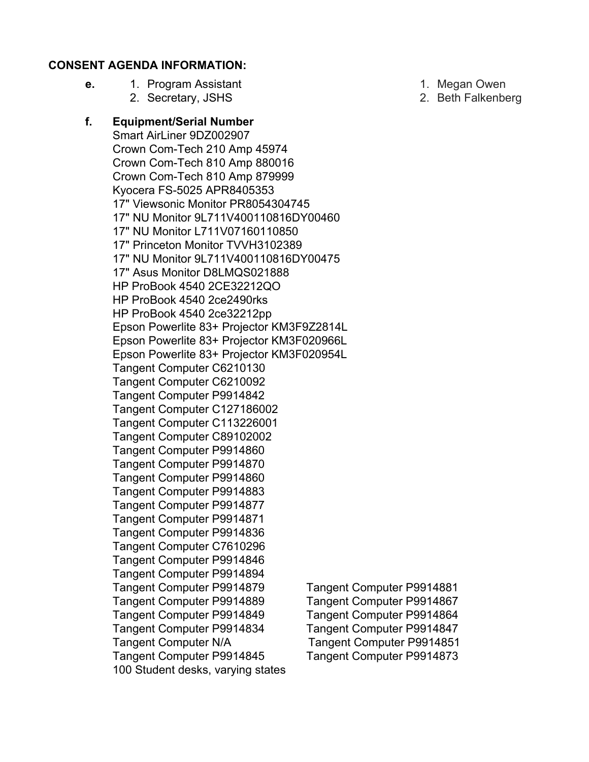**CONSENT AGENDA INFORMATION:**

**e.**

1. Program Assistant — 1. Megan Owen
2. Secretary, JSHS — 2. Beth Falkenberg

**f. Equipment/Serial Number**

Smart AirLiner 9DZ002907
Crown Com-Tech 210 Amp 45974
Crown Com-Tech 810 Amp 880016
Crown Com-Tech 810 Amp 879999
Kyocera FS-5025 APR8405353
17" Viewsonic Monitor PR8054304745
17" NU Monitor 9L711V400110816DY00460
17" NU Monitor L711V07160110850
17" Princeton Monitor TVVH3102389
17" NU Monitor 9L711V400110816DY00475
17" Asus Monitor D8LMQS021888
HP ProBook 4540 2CE32212QO
HP ProBook 4540 2ce2490rks
HP ProBook 4540 2ce32212pp
Epson Powerlite 83+ Projector KM3F9Z2814L
Epson Powerlite 83+ Projector KM3F020966L
Epson Powerlite 83+ Projector KM3F020954L
Tangent Computer C6210130
Tangent Computer C6210092
Tangent Computer P9914842
Tangent Computer C127186002
Tangent Computer C113226001
Tangent Computer C89102002
Tangent Computer P9914860
Tangent Computer P9914870
Tangent Computer P9914860
Tangent Computer P9914883
Tangent Computer P9914877
Tangent Computer P9914871
Tangent Computer P9914836
Tangent Computer C7610296
Tangent Computer P9914846
Tangent Computer P9914894
Tangent Computer P9914879
Tangent Computer P9914889
Tangent Computer P9914849
Tangent Computer P9914834
Tangent Computer N/A
Tangent Computer P9914845
Tangent Computer P9914881
Tangent Computer P9914867
Tangent Computer P9914864
Tangent Computer P9914847
Tangent Computer P9914851
Tangent Computer P9914873
100 Student desks, varying states